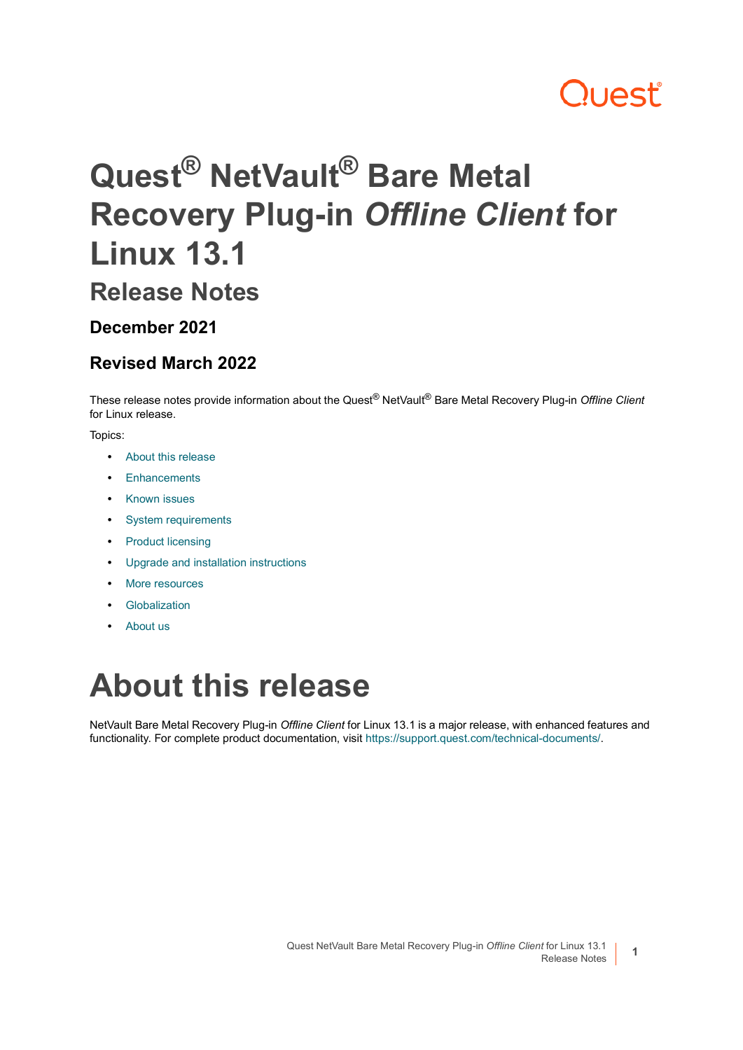# Quest® NetVault® Bare Metal Recovery Plug-in *Offline Client* for Linux 13.1

## Release Notes

### December 2021

### Revised March 2022

These release notes provide information about the Quest® NetVault® Bare Metal Recovery Plug-in *Offline Client* for Linux release.

Topics:

- About this release
- Enhancements
- Known issues
- System requirements
- Product licensing
- Upgrade and installation instructions
- More resources
- Globalization
- About us

# About this release

NetVault Bare Metal Recovery Plug-in *Offline Client* for Linux 13.1 is a major release, with enhanced features and functionality. For complete product documentation, visit https://support.quest.com/technical-documents/.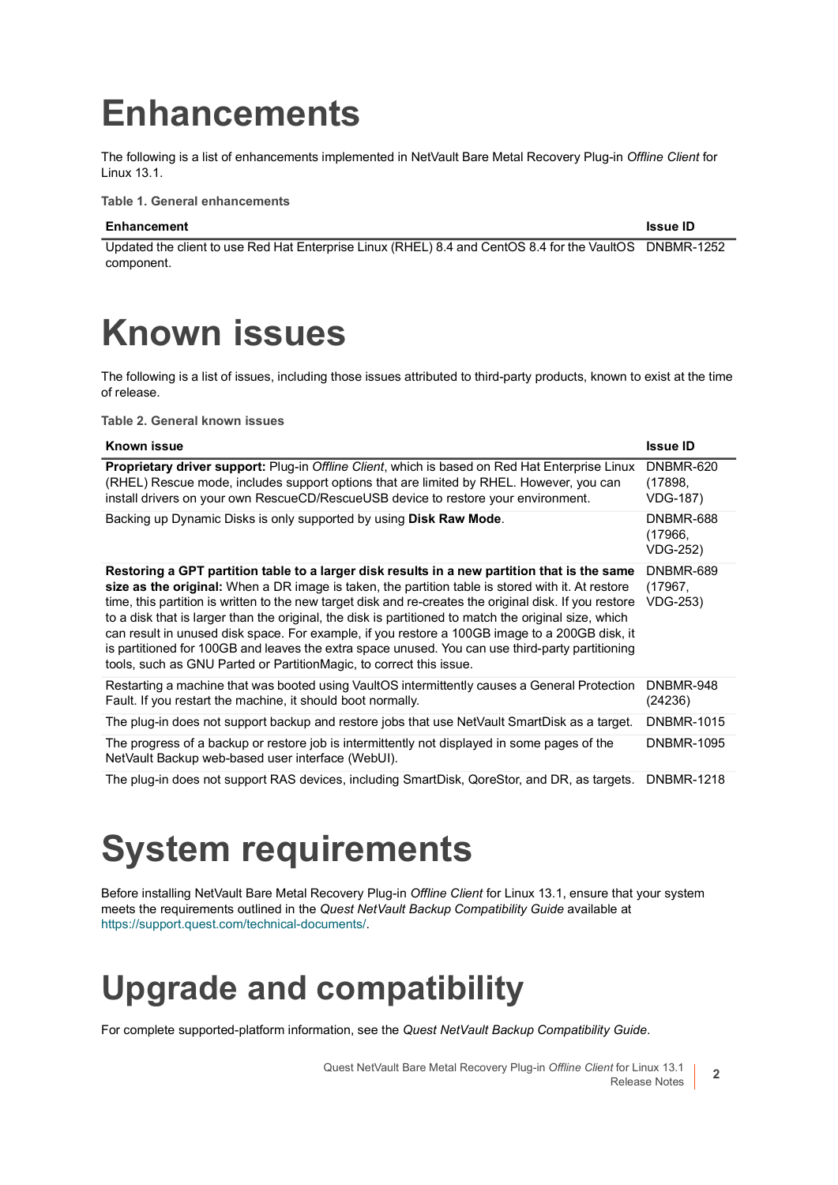# Enhancements

The following is a list of enhancements implemented in NetVault Bare Metal Recovery Plug-in *Offline Client* for Linux 13.1.

**Table 1. General enhancements**

| Enhancement | Issue ID |
|---|---|
| Updated the client to use Red Hat Enterprise Linux (RHEL) 8.4 and CentOS 8.4 for the VaultOS component. | DNBMR-1252 |

# Known issues

The following is a list of issues, including those issues attributed to third-party products, known to exist at the time of release.

**Table 2. General known issues**

| Known issue | Issue ID |
|---|---|
| **Proprietary driver support:** Plug-in *Offline Client*, which is based on Red Hat Enterprise Linux (RHEL) Rescue mode, includes support options that are limited by RHEL. However, you can install drivers on your own RescueCD/RescueUSB device to restore your environment. | DNBMR-620 (17898, VDG-187) |
| Backing up Dynamic Disks is only supported by using **Disk Raw Mode**. | DNBMR-688 (17966, VDG-252) |
| **Restoring a GPT partition table to a larger disk results in a new partition that is the same size as the original:** When a DR image is taken, the partition table is stored with it. At restore time, this partition is written to the new target disk and re-creates the original disk. If you restore to a disk that is larger than the original, the disk is partitioned to match the original size, which can result in unused disk space. For example, if you restore a 100GB image to a 200GB disk, it is partitioned for 100GB and leaves the extra space unused. You can use third-party partitioning tools, such as GNU Parted or PartitionMagic, to correct this issue. | DNBMR-689 (17967, VDG-253) |
| Restarting a machine that was booted using VaultOS intermittently causes a General Protection Fault. If you restart the machine, it should boot normally. | DNBMR-948 (24236) |
| The plug-in does not support backup and restore jobs that use NetVault SmartDisk as a target. | DNBMR-1015 |
| The progress of a backup or restore job is intermittently not displayed in some pages of the NetVault Backup web-based user interface (WebUI). | DNBMR-1095 |
| The plug-in does not support RAS devices, including SmartDisk, QoreStor, and DR, as targets. | DNBMR-1218 |

# System requirements

Before installing NetVault Bare Metal Recovery Plug-in *Offline Client* for Linux 13.1, ensure that your system meets the requirements outlined in the *Quest NetVault Backup Compatibility Guide* available at https://support.quest.com/technical-documents/.

# Upgrade and compatibility

For complete supported-platform information, see the *Quest NetVault Backup Compatibility Guide*.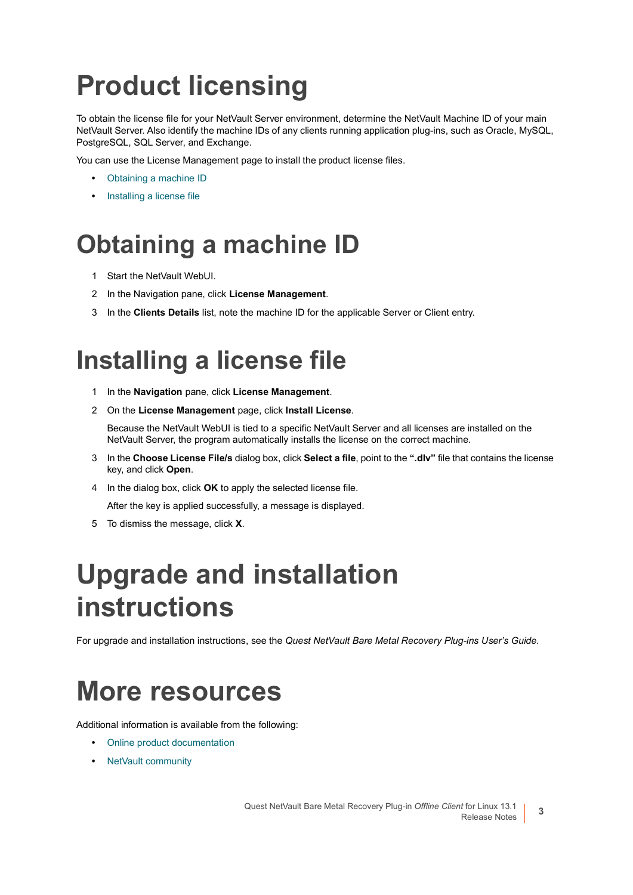# Product licensing

To obtain the license file for your NetVault Server environment, determine the NetVault Machine ID of your main NetVault Server. Also identify the machine IDs of any clients running application plug-ins, such as Oracle, MySQL, PostgreSQL, SQL Server, and Exchange.

You can use the License Management page to install the product license files.

- Obtaining a machine ID
- Installing a license file

# Obtaining a machine ID

1. Start the NetVault WebUI.
2. In the Navigation pane, click **License Management**.
3. In the **Clients Details** list, note the machine ID for the applicable Server or Client entry.

# Installing a license file

1. In the **Navigation** pane, click **License Management**.
2. On the **License Management** page, click **Install License**.

   Because the NetVault WebUI is tied to a specific NetVault Server and all licenses are installed on the NetVault Server, the program automatically installs the license on the correct machine.
3. In the **Choose License File/s** dialog box, click **Select a file**, point to the **".dlv"** file that contains the license key, and click **Open**.
4. In the dialog box, click **OK** to apply the selected license file.

   After the key is applied successfully, a message is displayed.
5. To dismiss the message, click **X**.

# Upgrade and installation instructions

For upgrade and installation instructions, see the *Quest NetVault Bare Metal Recovery Plug-ins User's Guide.*

# More resources

Additional information is available from the following:

- Online product documentation
- NetVault community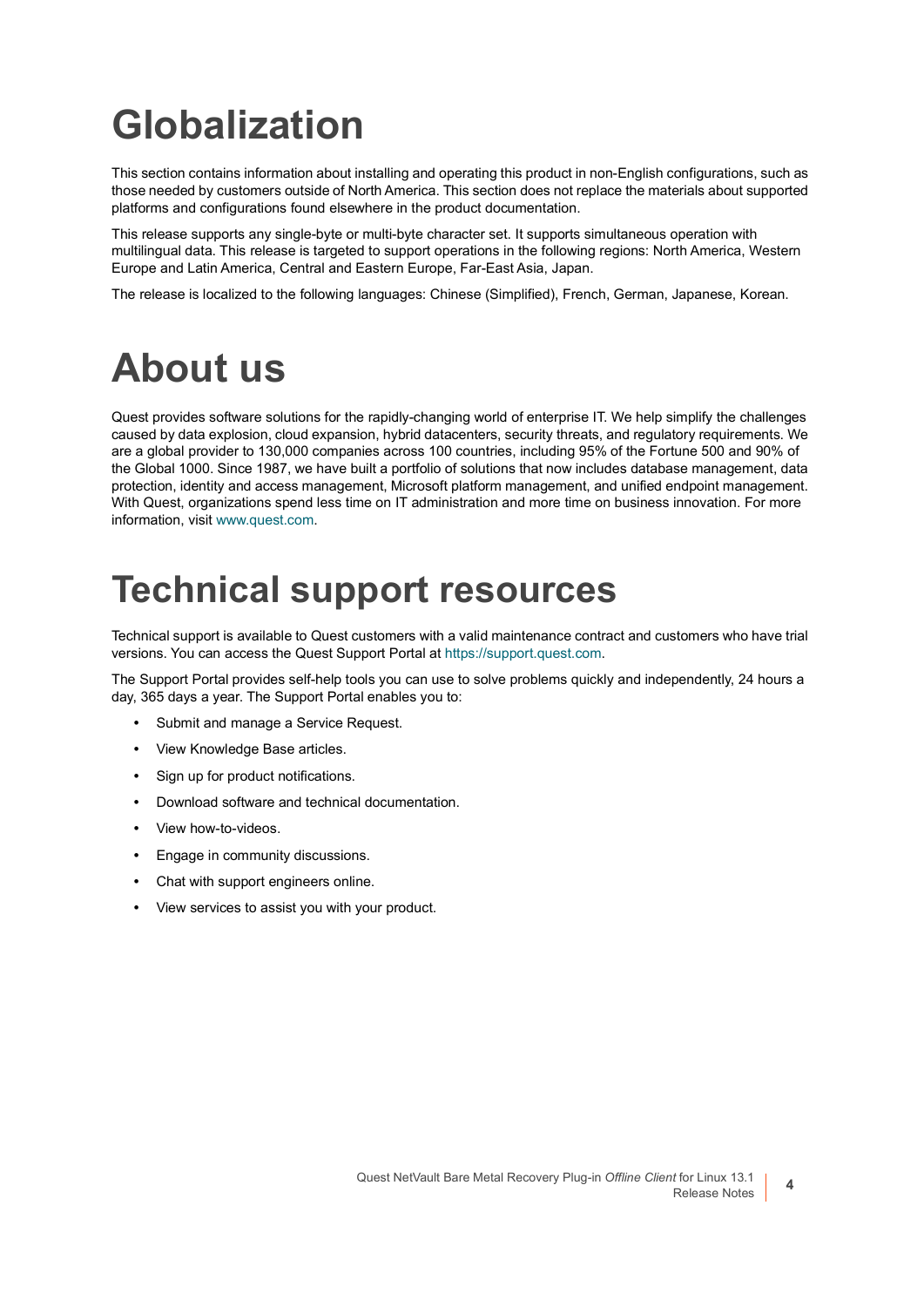# Globalization

This section contains information about installing and operating this product in non-English configurations, such as those needed by customers outside of North America. This section does not replace the materials about supported platforms and configurations found elsewhere in the product documentation.

This release supports any single-byte or multi-byte character set. It supports simultaneous operation with multilingual data. This release is targeted to support operations in the following regions: North America, Western Europe and Latin America, Central and Eastern Europe, Far-East Asia, Japan.

The release is localized to the following languages: Chinese (Simplified), French, German, Japanese, Korean.

# About us

Quest provides software solutions for the rapidly-changing world of enterprise IT. We help simplify the challenges caused by data explosion, cloud expansion, hybrid datacenters, security threats, and regulatory requirements. We are a global provider to 130,000 companies across 100 countries, including 95% of the Fortune 500 and 90% of the Global 1000. Since 1987, we have built a portfolio of solutions that now includes database management, data protection, identity and access management, Microsoft platform management, and unified endpoint management. With Quest, organizations spend less time on IT administration and more time on business innovation. For more information, visit www.quest.com.

# Technical support resources

Technical support is available to Quest customers with a valid maintenance contract and customers who have trial versions. You can access the Quest Support Portal at https://support.quest.com.

The Support Portal provides self-help tools you can use to solve problems quickly and independently, 24 hours a day, 365 days a year. The Support Portal enables you to:

- Submit and manage a Service Request.
- View Knowledge Base articles.
- Sign up for product notifications.
- Download software and technical documentation.
- View how-to-videos.
- Engage in community discussions.
- Chat with support engineers online.
- View services to assist you with your product.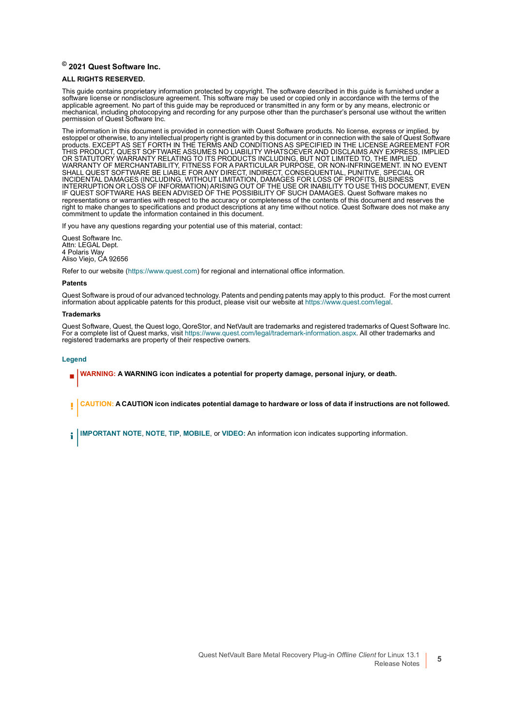**© 2021 Quest Software Inc.**

**ALL RIGHTS RESERVED.**

This guide contains proprietary information protected by copyright. The software described in this guide is furnished under a software license or nondisclosure agreement. This software may be used or copied only in accordance with the terms of the applicable agreement. No part of this guide may be reproduced or transmitted in any form or by any means, electronic or mechanical, including photocopying and recording for any purpose other than the purchaser's personal use without the written permission of Quest Software Inc.

The information in this document is provided in connection with Quest Software products. No license, express or implied, by estoppel or otherwise, to any intellectual property right is granted by this document or in connection with the sale of Quest Software products. EXCEPT AS SET FORTH IN THE TERMS AND CONDITIONS AS SPECIFIED IN THE LICENSE AGREEMENT FOR THIS PRODUCT, QUEST SOFTWARE ASSUMES NO LIABILITY WHATSOEVER AND DISCLAIMS ANY EXPRESS, IMPLIED OR STATUTORY WARRANTY RELATING TO ITS PRODUCTS INCLUDING, BUT NOT LIMITED TO, THE IMPLIED WARRANTY OF MERCHANTABILITY, FITNESS FOR A PARTICULAR PURPOSE, OR NON-INFRINGEMENT. IN NO EVENT SHALL QUEST SOFTWARE BE LIABLE FOR ANY DIRECT, INDIRECT, CONSEQUENTIAL, PUNITIVE, SPECIAL OR INCIDENTAL DAMAGES (INCLUDING, WITHOUT LIMITATION, DAMAGES FOR LOSS OF PROFITS, BUSINESS INTERRUPTION OR LOSS OF INFORMATION) ARISING OUT OF THE USE OR INABILITY TO USE THIS DOCUMENT, EVEN IF QUEST SOFTWARE HAS BEEN ADVISED OF THE POSSIBILITY OF SUCH DAMAGES. Quest Software makes no representations or warranties with respect to the accuracy or completeness of the contents of this document and reserves the right to make changes to specifications and product descriptions at any time without notice. Quest Software does not make any commitment to update the information contained in this document.

If you have any questions regarding your potential use of this material, contact:

Quest Software Inc.
Attn: LEGAL Dept.
4 Polaris Way
Aliso Viejo, CA 92656

Refer to our website (https://www.quest.com) for regional and international office information.

**Patents**

Quest Software is proud of our advanced technology. Patents and pending patents may apply to this product. For the most current information about applicable patents for this product, please visit our website at https://www.quest.com/legal.

**Trademarks**

Quest Software, Quest, the Quest logo, QoreStor, and NetVault are trademarks and registered trademarks of Quest Software Inc. For a complete list of Quest marks, visit https://www.quest.com/legal/trademark-information.aspx. All other trademarks and registered trademarks are property of their respective owners.

**Legend**

**WARNING: A WARNING icon indicates a potential for property damage, personal injury, or death.**

**CAUTION: A CAUTION icon indicates potential damage to hardware or loss of data if instructions are not followed.**

**IMPORTANT NOTE**, **NOTE**, **TIP**, **MOBILE**, or **VIDEO:** An information icon indicates supporting information.